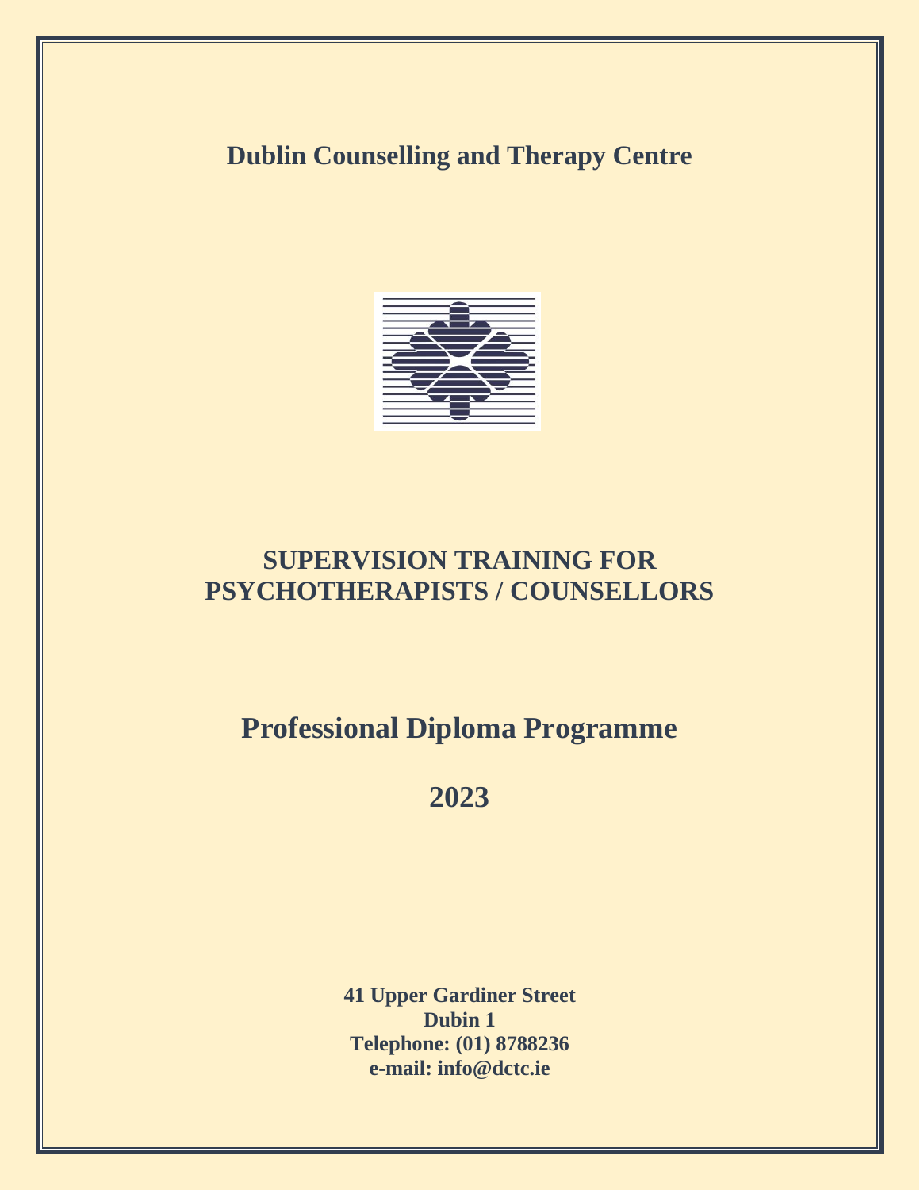# Dublin Counselling and Therapy Centre

## SUPERVISION TRAINING FOR PSYCHOTHERAPISTS / COUNSELLORS

## Professional Diploma Programme

## 2023

**41 Upper Gardiner Street**
**Dubin 1**
**Telephone: (01) 8788236**
**e-mail: info@dctc.ie**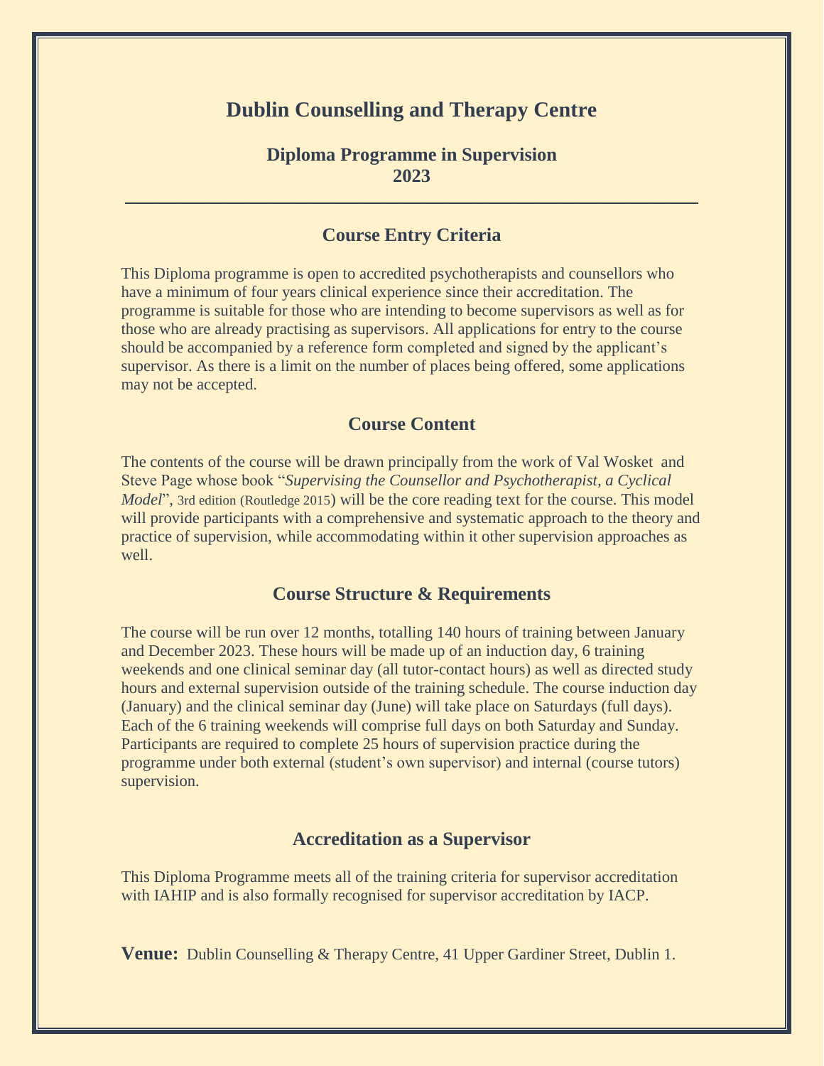# Dublin Counselling and Therapy Centre

## Diploma Programme in Supervision
## 2023

---

### Course Entry Criteria

This Diploma programme is open to accredited psychotherapists and counsellors who have a minimum of four years clinical experience since their accreditation. The programme is suitable for those who are intending to become supervisors as well as for those who are already practising as supervisors. All applications for entry to the course should be accompanied by a reference form completed and signed by the applicant's supervisor. As there is a limit on the number of places being offered, some applications may not be accepted.

### Course Content

The contents of the course will be drawn principally from the work of Val Wosket and Steve Page whose book "*Supervising the Counsellor and Psychotherapist, a Cyclical Model*", 3rd edition (Routledge 2015) will be the core reading text for the course. This model will provide participants with a comprehensive and systematic approach to the theory and practice of supervision, while accommodating within it other supervision approaches as well.

### Course Structure & Requirements

The course will be run over 12 months, totalling 140 hours of training between January and December 2023. These hours will be made up of an induction day, 6 training weekends and one clinical seminar day (all tutor-contact hours) as well as directed study hours and external supervision outside of the training schedule. The course induction day (January) and the clinical seminar day (June) will take place on Saturdays (full days). Each of the 6 training weekends will comprise full days on both Saturday and Sunday. Participants are required to complete 25 hours of supervision practice during the programme under both external (student's own supervisor) and internal (course tutors) supervision.

### Accreditation as a Supervisor

This Diploma Programme meets all of the training criteria for supervisor accreditation with IAHIP and is also formally recognised for supervisor accreditation by IACP.

**Venue:** Dublin Counselling & Therapy Centre, 41 Upper Gardiner Street, Dublin 1.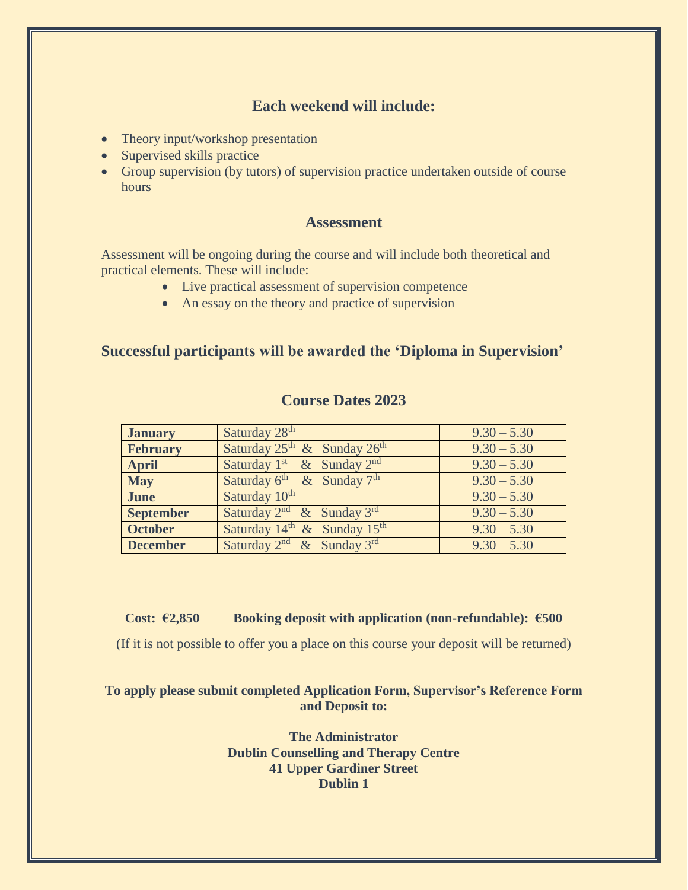## Each weekend will include:

- Theory input/workshop presentation
- Supervised skills practice
- Group supervision (by tutors) of supervision practice undertaken outside of course hours

## Assessment

Assessment will be ongoing during the course and will include both theoretical and practical elements. These will include:

- Live practical assessment of supervision competence
- An essay on the theory and practice of supervision

### Successful participants will be awarded the 'Diploma in Supervision'

## Course Dates 2023

| | | |
|---|---|---|
| **January** | Saturday 28th | 9.30 – 5.30 |
| **February** | Saturday 25th & Sunday 26th | 9.30 – 5.30 |
| **April** | Saturday 1st & Sunday 2nd | 9.30 – 5.30 |
| **May** | Saturday 6th & Sunday 7th | 9.30 – 5.30 |
| **June** | Saturday 10th | 9.30 – 5.30 |
| **September** | Saturday 2nd & Sunday 3rd | 9.30 – 5.30 |
| **October** | Saturday 14th & Sunday 15th | 9.30 – 5.30 |
| **December** | Saturday 2nd & Sunday 3rd | 9.30 – 5.30 |

**Cost: €2,850** **Booking deposit with application (non-refundable): €500**

(If it is not possible to offer you a place on this course your deposit will be returned)

**To apply please submit completed Application Form, Supervisor's Reference Form and Deposit to:**

**The Administrator**
**Dublin Counselling and Therapy Centre**
**41 Upper Gardiner Street**
**Dublin 1**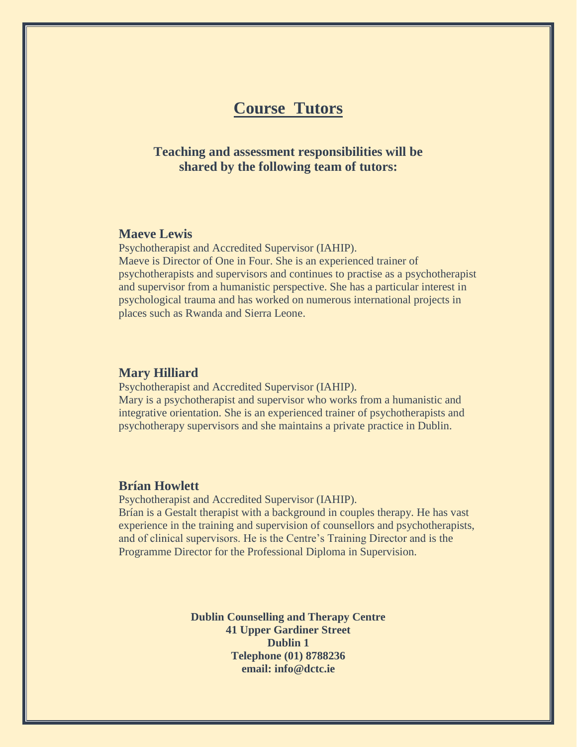# Course Tutors

**Teaching and assessment responsibilities will be shared by the following team of tutors:**

**Maeve Lewis**

Psychotherapist and Accredited Supervisor (IAHIP).
Maeve is Director of One in Four. She is an experienced trainer of psychotherapists and supervisors and continues to practise as a psychotherapist and supervisor from a humanistic perspective. She has a particular interest in psychological trauma and has worked on numerous international projects in places such as Rwanda and Sierra Leone.

**Mary Hilliard**

Psychotherapist and Accredited Supervisor (IAHIP).
Mary is a psychotherapist and supervisor who works from a humanistic and integrative orientation. She is an experienced trainer of psychotherapists and psychotherapy supervisors and she maintains a private practice in Dublin.

**Brían Howlett**

Psychotherapist and Accredited Supervisor (IAHIP).
Brían is a Gestalt therapist with a background in couples therapy. He has vast experience in the training and supervision of counsellors and psychotherapists, and of clinical supervisors. He is the Centre's Training Director and is the Programme Director for the Professional Diploma in Supervision.

**Dublin Counselling and Therapy Centre**
**41 Upper Gardiner Street**
**Dublin 1**
**Telephone (01) 8788236**
**email: info@dctc.ie**